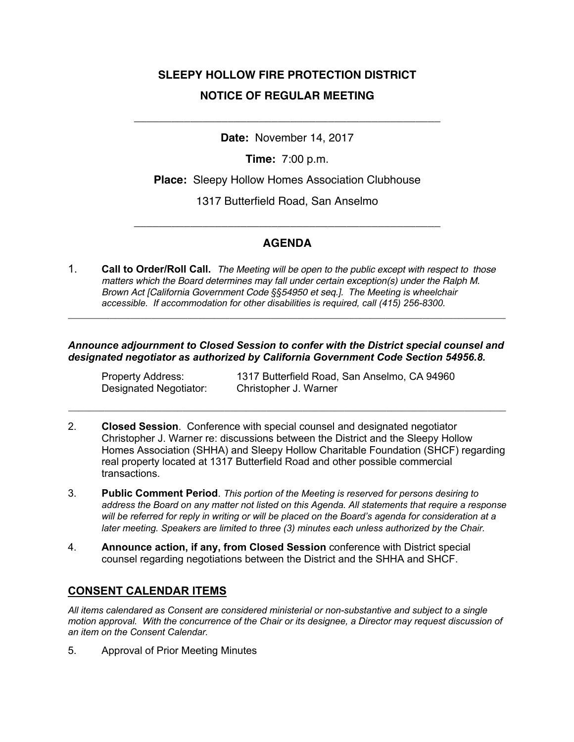# SLEEPY HOLLOW FIRE PROTECTION DISTRICT

## NOTICE OF REGULAR MEETING

---

**Date:** November 14, 2017

**Time:** 7:00 p.m.

**Place:** Sleepy Hollow Homes Association Clubhouse

1317 Butterfield Road, San Anselmo

---

## AGENDA

1. **Call to Order/Roll Call.** *The Meeting will be open to the public except with respect to those matters which the Board determines may fall under certain exception(s) under the Ralph M. Brown Act [California Government Code §§54950 et seq.]. The Meeting is wheelchair accessible. If accommodation for other disabilities is required, call (415) 256-8300.*

---

***Announce adjournment to Closed Session to confer with the District special counsel and designated negotiator as authorized by California Government Code Section 54956.8.***

Property Address: 1317 Butterfield Road, San Anselmo, CA 94960
Designated Negotiator: Christopher J. Warner

---

2. **Closed Session**. Conference with special counsel and designated negotiator Christopher J. Warner re: discussions between the District and the Sleepy Hollow Homes Association (SHHA) and Sleepy Hollow Charitable Foundation (SHCF) regarding real property located at 1317 Butterfield Road and other possible commercial transactions.

3. **Public Comment Period**. *This portion of the Meeting is reserved for persons desiring to address the Board on any matter not listed on this Agenda. All statements that require a response will be referred for reply in writing or will be placed on the Board's agenda for consideration at a later meeting. Speakers are limited to three (3) minutes each unless authorized by the Chair.*

4. **Announce action, if any, from Closed Session** conference with District special counsel regarding negotiations between the District and the SHHA and SHCF.

## CONSENT CALENDAR ITEMS

*All items calendared as Consent are considered ministerial or non-substantive and subject to a single motion approval. With the concurrence of the Chair or its designee, a Director may request discussion of an item on the Consent Calendar.*

5. Approval of Prior Meeting Minutes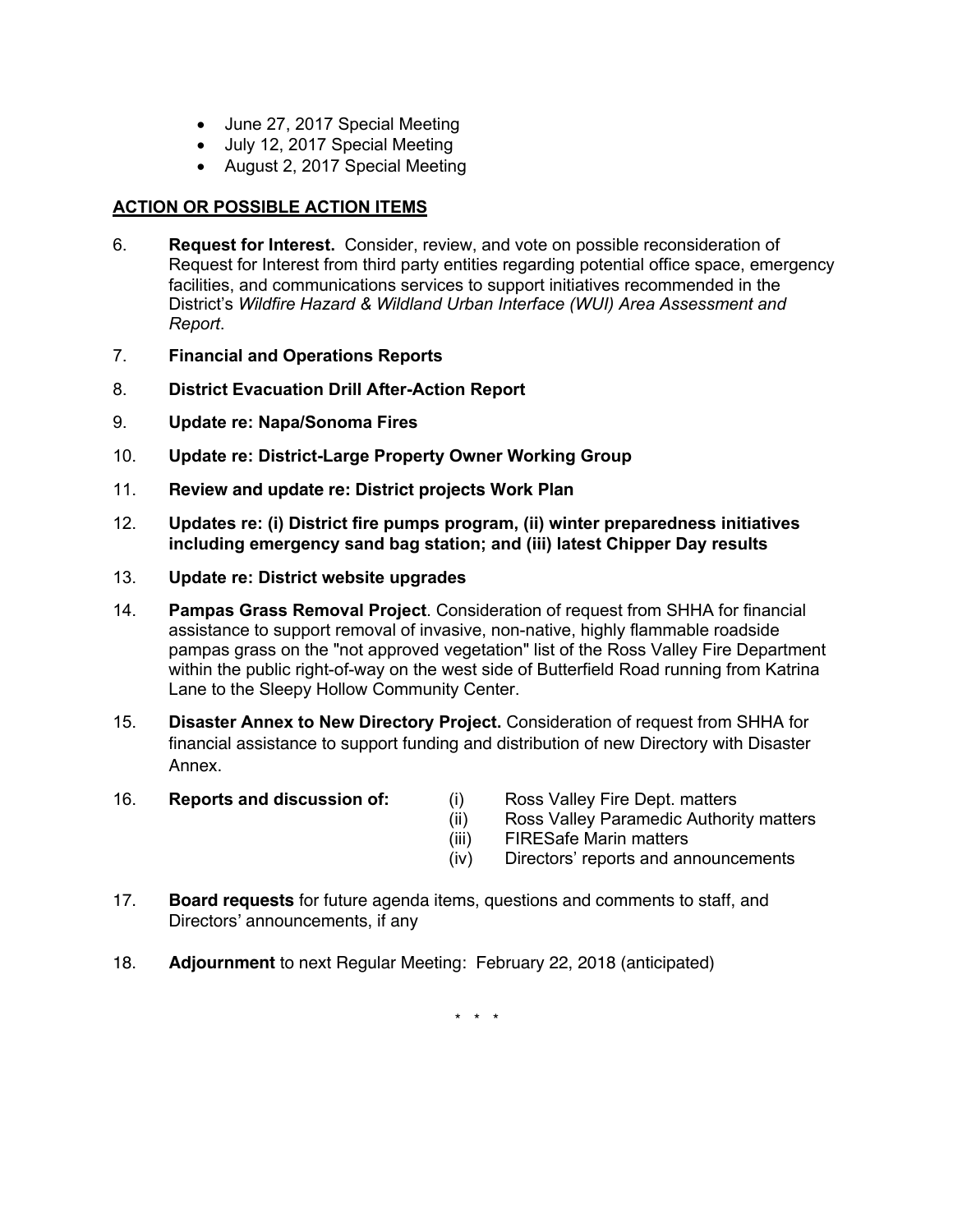- June 27, 2017 Special Meeting
- July 12, 2017 Special Meeting
- August 2, 2017 Special Meeting

## ACTION OR POSSIBLE ACTION ITEMS

6. **Request for Interest.** Consider, review, and vote on possible reconsideration of Request for Interest from third party entities regarding potential office space, emergency facilities, and communications services to support initiatives recommended in the District's *Wildfire Hazard & Wildland Urban Interface (WUI) Area Assessment and Report*.

7. **Financial and Operations Reports**

8. **District Evacuation Drill After-Action Report**

9. **Update re: Napa/Sonoma Fires**

10. **Update re: District-Large Property Owner Working Group**

11. **Review and update re: District projects Work Plan**

12. **Updates re: (i) District fire pumps program, (ii) winter preparedness initiatives including emergency sand bag station; and (iii) latest Chipper Day results**

13. **Update re: District website upgrades**

14. **Pampas Grass Removal Project**. Consideration of request from SHHA for financial assistance to support removal of invasive, non-native, highly flammable roadside pampas grass on the "not approved vegetation" list of the Ross Valley Fire Department within the public right-of-way on the west side of Butterfield Road running from Katrina Lane to the Sleepy Hollow Community Center.

15. **Disaster Annex to New Directory Project.** Consideration of request from SHHA for financial assistance to support funding and distribution of new Directory with Disaster Annex.

16. **Reports and discussion of:**
    - (i) Ross Valley Fire Dept. matters
    - (ii) Ross Valley Paramedic Authority matters
    - (iii) FIRESafe Marin matters
    - (iv) Directors' reports and announcements

17. **Board requests** for future agenda items, questions and comments to staff, and Directors' announcements, if any

18. **Adjournment** to next Regular Meeting: February 22, 2018 (anticipated)

\* \* \*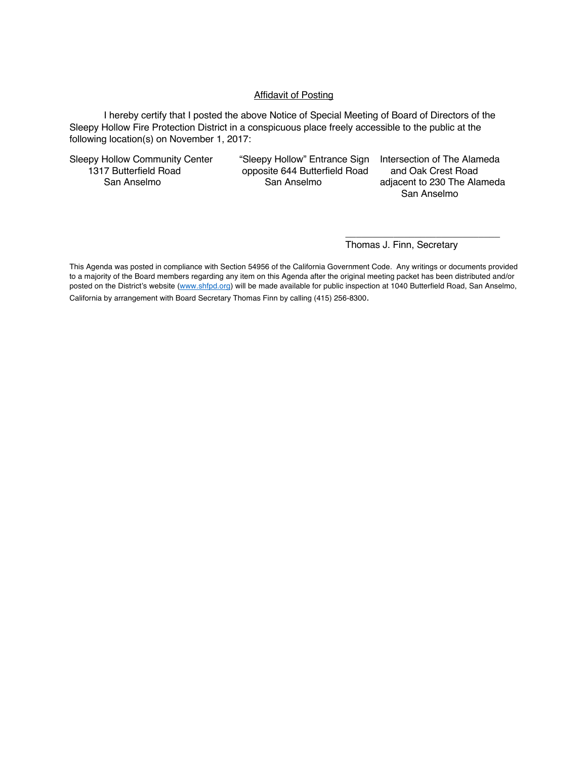## Affidavit of Posting

I hereby certify that I posted the above Notice of Special Meeting of Board of Directors of the Sleepy Hollow Fire Protection District in a conspicuous place freely accessible to the public at the following location(s) on November 1, 2017:

| | | |
|---|---|---|
| Sleepy Hollow Community Center<br>1317 Butterfield Road<br>San Anselmo | "Sleepy Hollow" Entrance Sign<br>opposite 644 Butterfield Road<br>San Anselmo | Intersection of The Alameda<br>and Oak Crest Road<br>adjacent to 230 The Alameda<br>San Anselmo |

______________________________

Thomas J. Finn, Secretary

This Agenda was posted in compliance with Section 54956 of the California Government Code. Any writings or documents provided to a majority of the Board members regarding any item on this Agenda after the original meeting packet has been distributed and/or posted on the District's website (www.shfpd.org) will be made available for public inspection at 1040 Butterfield Road, San Anselmo, California by arrangement with Board Secretary Thomas Finn by calling (415) 256-8300.